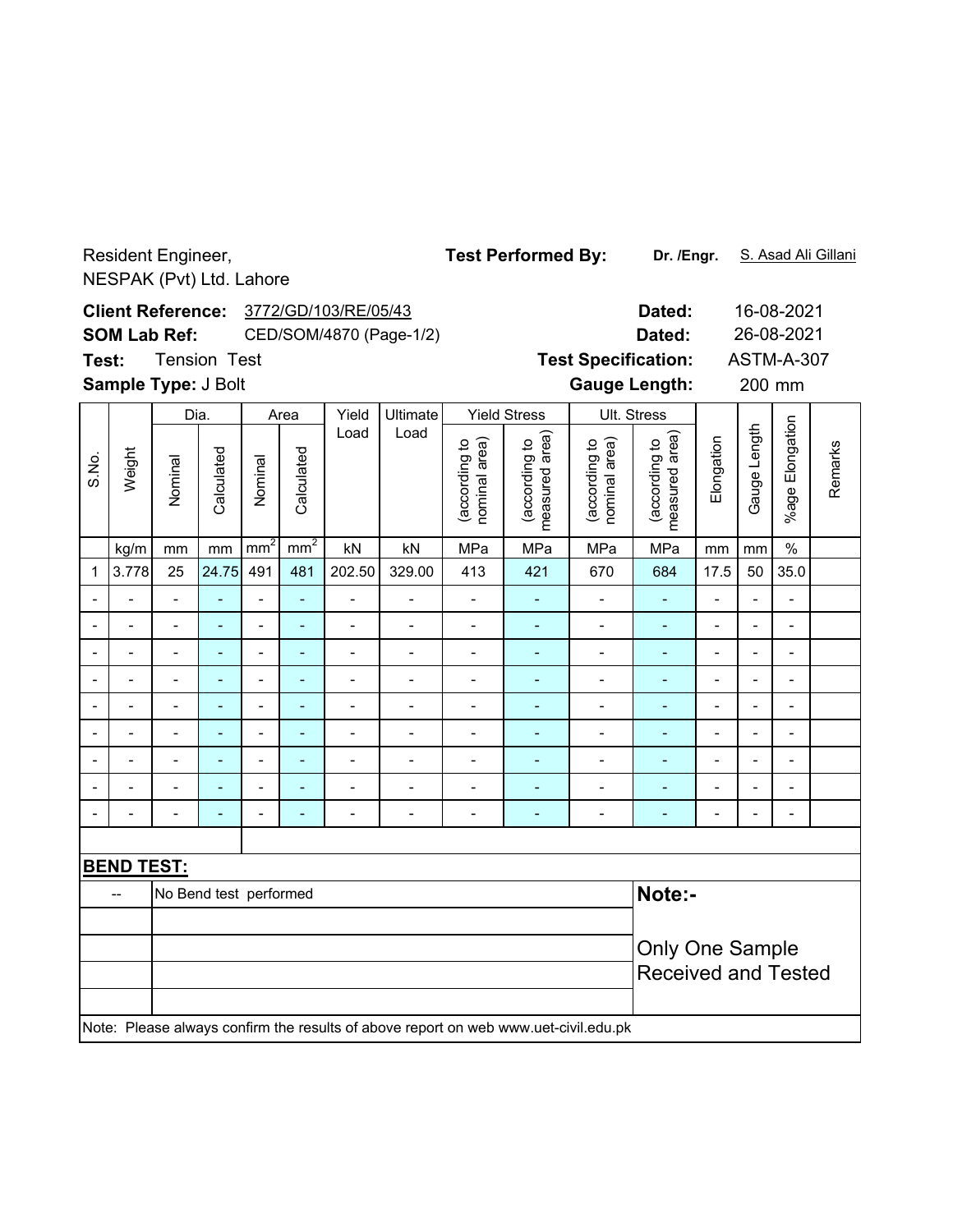Resident Engineer,
NESPAK (Pvt) Ltd. Lahore

**Test Performed By:** **Dr. /Engr.** S. Asad Ali Gillani

**Client Reference:** 3772/GD/103/RE/05/43 **Dated:** 16-08-2021

**SOM Lab Ref:** CED/SOM/4870 (Page-1/2) **Dated:** 26-08-2021

**Test:** Tension Test **Test Specification:** ASTM-A-307

**Sample Type:** J Bolt **Gauge Length:** 200 mm

| S.No. | Weight | Dia. | | Area | | Yield Load | Ultimate Load | Yield Stress | | Ult. Stress | | Elongation | Gauge Length | %age Elongation | Remarks |
|---|---|---|---|---|---|---|---|---|---|---|---|---|---|---|---|
| | | Nominal | Calculated | Nominal | Calculated | | | (according to nominal area) | (according to measured area) | (according to nominal area) | (according to measured area) | | | | |
| | kg/m | mm | mm | $mm^2$ | $mm^2$ | kN | kN | MPa | MPa | MPa | MPa | mm | mm | % | |
| 1 | 3.778 | 25 | 24.75 | 491 | 481 | 202.50 | 329.00 | 413 | 421 | 670 | 684 | 17.5 | 50 | 35.0 | |
| - | - | - | - | - | - | - | - | - | - | - | - | - | - | - | |
| - | - | - | - | - | - | - | - | - | - | - | - | - | - | - | |
| - | - | - | - | - | - | - | - | - | - | - | - | - | - | - | |
| - | - | - | - | - | - | - | - | - | - | - | - | - | - | - | |
| - | - | - | - | - | - | - | - | - | - | - | - | - | - | - | |
| - | - | - | - | - | - | - | - | - | - | - | - | - | - | - | |
| - | - | - | - | - | - | - | - | - | - | - | - | - | - | - | |
| - | - | - | - | - | - | - | - | - | - | - | - | - | - | - | |
| - | - | - | - | - | - | - | - | - | - | - | - | - | - | - | |

**BEND TEST:**

| -- | No Bend test performed |
|---|---|

**Note:-**

Only One Sample Received and Tested

Note: Please always confirm the results of above report on web www.uet-civil.edu.pk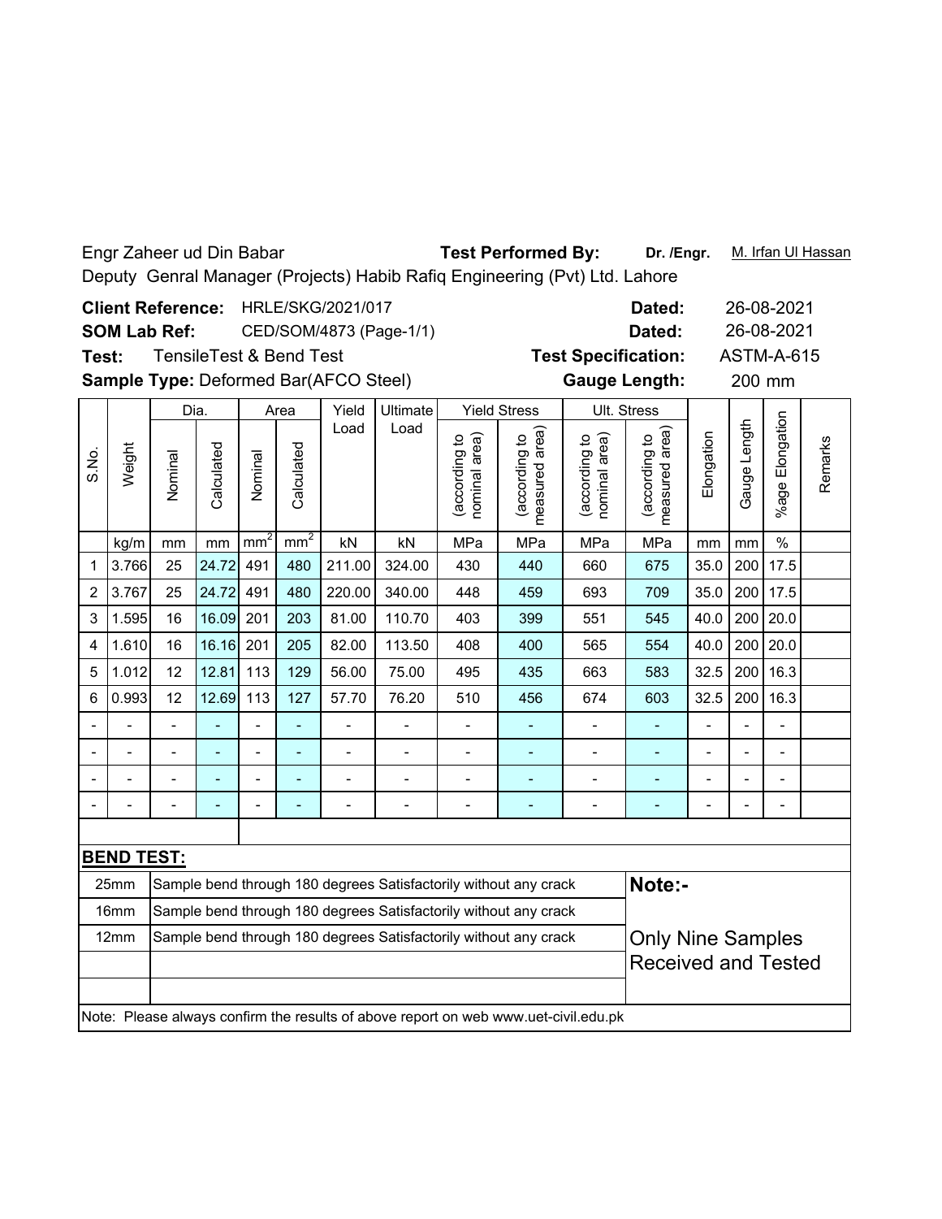Engr Zaheer ud Din Babar **Test Performed By:** **Dr. /Engr.** M. Irfan Ul Hassan

Deputy Genral Manager (Projects) Habib Rafiq Engineering (Pvt) Ltd. Lahore

**Client Reference:** HRLE/SKG/2021/017 **Dated:** 26-08-2021

**SOM Lab Ref:** CED/SOM/4873 (Page-1/1) **Dated:** 26-08-2021

**Test:** TensileTest & Bend Test **Test Specification:** ASTM-A-615

**Sample Type:** Deformed Bar(AFCO Steel) **Gauge Length:** 200 mm

| S.No. | Weight | Dia. | | Area | | Yield Load | Ultimate Load | Yield Stress | | Ult. Stress | | Elongation | Gauge Length | %age Elongation | Remarks |
|---|---|---|---|---|---|---|---|---|---|---|---|---|---|---|---|
| | | Nominal | Calculated | Nominal | Calculated | | | (according to nominal area) | (according to measured area) | (according to nominal area) | (according to measured area) | | | | |
| | kg/m | mm | mm | $mm^2$ | $mm^2$ | kN | kN | MPa | MPa | MPa | MPa | mm | mm | % | |
| 1 | 3.766 | 25 | 24.72 | 491 | 480 | 211.00 | 324.00 | 430 | 440 | 660 | 675 | 35.0 | 200 | 17.5 | |
| 2 | 3.767 | 25 | 24.72 | 491 | 480 | 220.00 | 340.00 | 448 | 459 | 693 | 709 | 35.0 | 200 | 17.5 | |
| 3 | 1.595 | 16 | 16.09 | 201 | 203 | 81.00 | 110.70 | 403 | 399 | 551 | 545 | 40.0 | 200 | 20.0 | |
| 4 | 1.610 | 16 | 16.16 | 201 | 205 | 82.00 | 113.50 | 408 | 400 | 565 | 554 | 40.0 | 200 | 20.0 | |
| 5 | 1.012 | 12 | 12.81 | 113 | 129 | 56.00 | 75.00 | 495 | 435 | 663 | 583 | 32.5 | 200 | 16.3 | |
| 6 | 0.993 | 12 | 12.69 | 113 | 127 | 57.70 | 76.20 | 510 | 456 | 674 | 603 | 32.5 | 200 | 16.3 | |
| - | - | - | - | - | - | - | - | - | - | - | - | - | - | - | |
| - | - | - | - | - | - | - | - | - | - | - | - | - | - | - | |
| - | - | - | - | - | - | - | - | - | - | - | - | - | - | - | |
| - | - | - | - | - | - | - | - | - | - | - | - | - | - | - | |

**BEND TEST:**

| Size | Result |
|---|---|
| 25mm | Sample bend through 180 degrees Satisfactorily without any crack |
| 16mm | Sample bend through 180 degrees Satisfactorily without any crack |
| 12mm | Sample bend through 180 degrees Satisfactorily without any crack |

**Note:-**

Only Nine Samples Received and Tested

Note: Please always confirm the results of above report on web www.uet-civil.edu.pk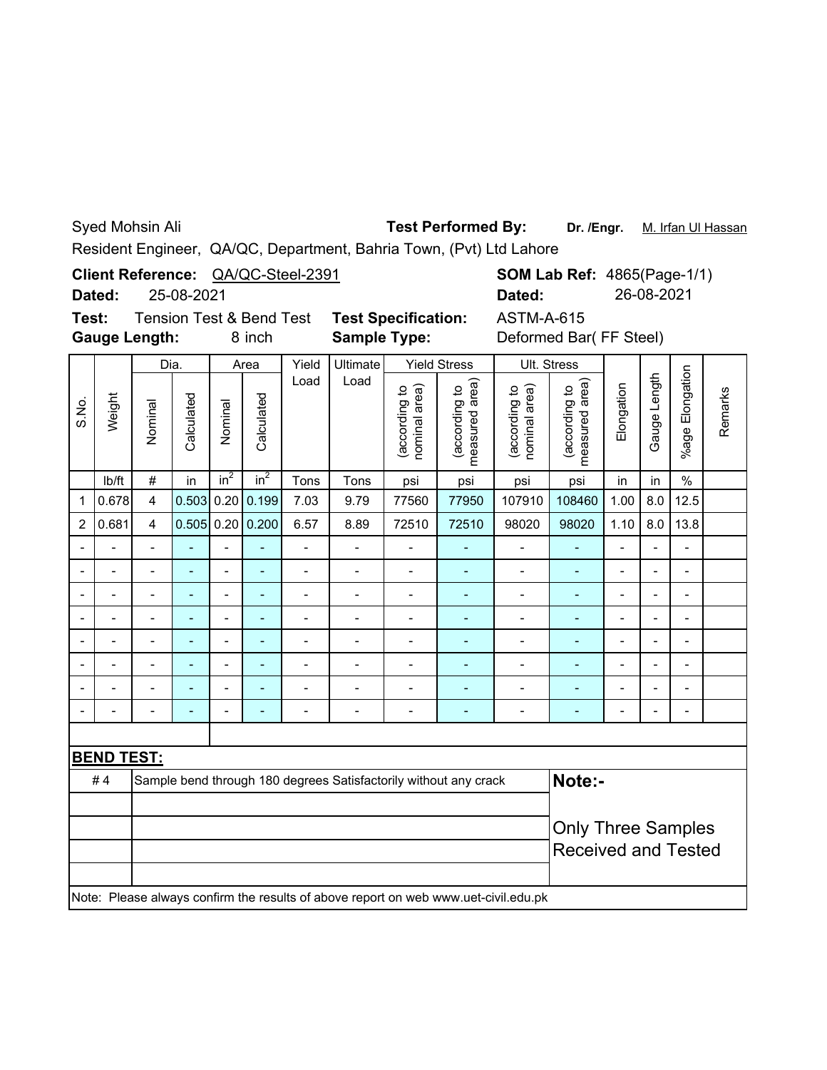Syed Mohsin Ali **Test Performed By:** **Dr. /Engr.** M. Irfan Ul Hassan

Resident Engineer, QA/QC, Department, Bahria Town, (Pvt) Ltd Lahore

**Client Reference:** QA/QC-Steel-2391 **SOM Lab Ref:** 4865(Page-1/1)

**Dated:** 25-08-2021 **Dated:** 26-08-2021

**Test:** Tension Test & Bend Test **Test Specification:** ASTM-A-615

**Gauge Length:** 8 inch **Sample Type:** Deformed Bar( FF Steel)

| S.No. | Weight | Dia. | | Area | | Yield Load | Ultimate Load | Yield Stress | | Ult. Stress | | Elongation | Gauge Length | %age Elongation | Remarks |
|---|---|---|---|---|---|---|---|---|---|---|---|---|---|---|---|
| | | Nominal | Calculated | Nominal | Calculated | | | (according to nominal area) | (according to measured area) | (according to nominal area) | (according to measured area) | | | | |
| | lb/ft | # | in | $in^2$ | $in^2$ | Tons | Tons | psi | psi | psi | psi | in | in | % | |
| 1 | 0.678 | 4 | 0.503 | 0.20 | 0.199 | 7.03 | 9.79 | 77560 | 77950 | 107910 | 108460 | 1.00 | 8.0 | 12.5 | |
| 2 | 0.681 | 4 | 0.505 | 0.20 | 0.200 | 6.57 | 8.89 | 72510 | 72510 | 98020 | 98020 | 1.10 | 8.0 | 13.8 | |
| - | - | - | - | - | - | - | - | - | - | - | - | - | - | - | |
| - | - | - | - | - | - | - | - | - | - | - | - | - | - | - | |
| - | - | - | - | - | - | - | - | - | - | - | - | - | - | - | |
| - | - | - | - | - | - | - | - | - | - | - | - | - | - | - | |
| - | - | - | - | - | - | - | - | - | - | - | - | - | - | - | |
| - | - | - | - | - | - | - | - | - | - | - | - | - | - | - | |
| - | - | - | - | - | - | - | - | - | - | - | - | - | - | - | |
| - | - | - | - | - | - | - | - | - | - | - | - | - | - | - | |

**BEND TEST:**

| | | |
|---|---|---|
| # 4 | Sample bend through 180 degrees Satisfactorily without any crack | **Note:-** |
| | | Only Three Samples Received and Tested |

Note: Please always confirm the results of above report on web www.uet-civil.edu.pk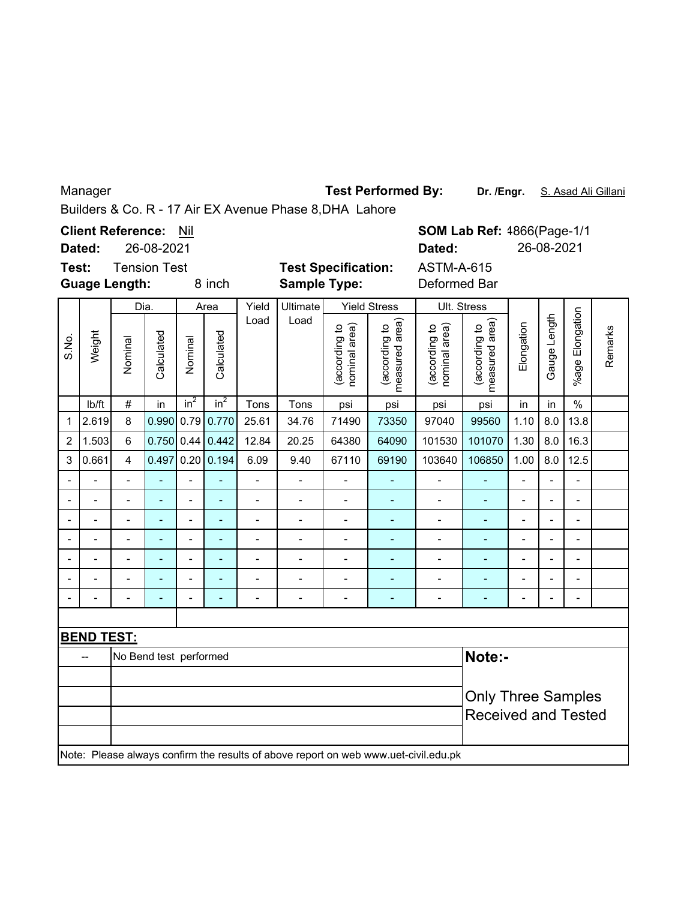Manager **Test Performed By:** **Dr. /Engr.** S. Asad Ali Gillani

Builders & Co. R - 17 Air EX Avenue Phase 8,DHA Lahore

**Client Reference:** Nil **SOM Lab Ref:** 4866(Page-1/1

**Dated:** 26-08-2021 **Dated:** 26-08-2021

**Test:** Tension Test **Test Specification:** ASTM-A-615

**Guage Length:** 8 inch **Sample Type:** Deformed Bar

| S.No. | Weight | Dia. | | Area | | Yield Load | Ultimate Load | Yield Stress | | Ult. Stress | | Elongation | Gauge Length | %age Elongation | Remarks |
|---|---|---|---|---|---|---|---|---|---|---|---|---|---|---|---|
| | | Nominal | Calculated | Nominal | Calculated | | | (according to nominal area) | (according to measured area) | (according to nominal area) | (according to measured area) | | | | |
| | lb/ft | # | in | $in^2$ | $in^2$ | Tons | Tons | psi | psi | psi | psi | in | in | % | |
| 1 | 2.619 | 8 | 0.990 | 0.79 | 0.770 | 25.61 | 34.76 | 71490 | 73350 | 97040 | 99560 | 1.10 | 8.0 | 13.8 | |
| 2 | 1.503 | 6 | 0.750 | 0.44 | 0.442 | 12.84 | 20.25 | 64380 | 64090 | 101530 | 101070 | 1.30 | 8.0 | 16.3 | |
| 3 | 0.661 | 4 | 0.497 | 0.20 | 0.194 | 6.09 | 9.40 | 67110 | 69190 | 103640 | 106850 | 1.00 | 8.0 | 12.5 | |
| - | - | - | - | - | - | - | - | - | - | - | - | - | - | - | |
| - | - | - | - | - | - | - | - | - | - | - | - | - | - | - | |
| - | - | - | - | - | - | - | - | - | - | - | - | - | - | - | |
| - | - | - | - | - | - | - | - | - | - | - | - | - | - | - | |
| - | - | - | - | - | - | - | - | - | - | - | - | - | - | - | |
| - | - | - | - | - | - | - | - | - | - | - | - | - | - | - | |
| - | - | - | - | - | - | - | - | - | - | - | - | - | - | - | |

**BEND TEST:**

| | | |
|---|---|---|
| -- | No Bend test performed | **Note:-** |
| | | Only Three Samples Received and Tested |

Note: Please always confirm the results of above report on web www.uet-civil.edu.pk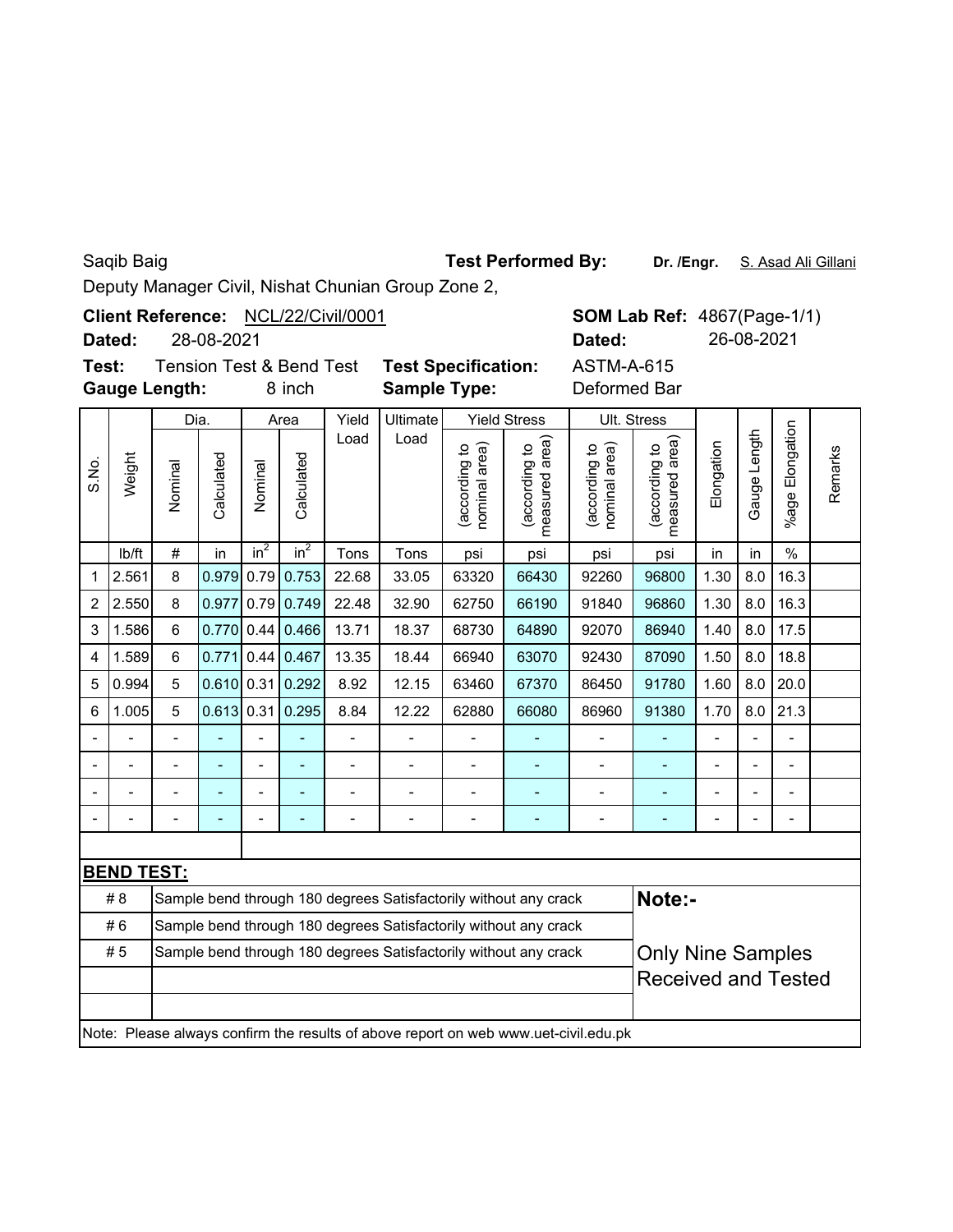Saqib Baig

Deputy Manager Civil, Nishat Chunian Group Zone 2,

**Test Performed By:** **Dr. /Engr.** S. Asad Ali Gillani

**Client Reference:** NCL/22/Civil/0001

**Dated:** 28-08-2021

**SOM Lab Ref:** 4867(Page-1/1)

**Dated:** 26-08-2021

**Test:** Tension Test & Bend Test

**Test Specification:** ASTM-A-615

**Gauge Length:** 8 inch

**Sample Type:** Deformed Bar

| S.No. | Weight | Dia. | | Area | | Yield Load | Ultimate Load | Yield Stress | | Ult. Stress | | Elongation | Gauge Length | %age Elongation | Remarks |
|---|---|---|---|---|---|---|---|---|---|---|---|---|---|---|---|
| | | Nominal | Calculated | Nominal | Calculated | | | (according to nominal area) | (according to measured area) | (according to nominal area) | (according to measured area) | | | | |
| | lb/ft | # | in | $in^2$ | $in^2$ | Tons | Tons | psi | psi | psi | psi | in | in | % | |
| 1 | 2.561 | 8 | 0.979 | 0.79 | 0.753 | 22.68 | 33.05 | 63320 | 66430 | 92260 | 96800 | 1.30 | 8.0 | 16.3 | |
| 2 | 2.550 | 8 | 0.977 | 0.79 | 0.749 | 22.48 | 32.90 | 62750 | 66190 | 91840 | 96860 | 1.30 | 8.0 | 16.3 | |
| 3 | 1.586 | 6 | 0.770 | 0.44 | 0.466 | 13.71 | 18.37 | 68730 | 64890 | 92070 | 86940 | 1.40 | 8.0 | 17.5 | |
| 4 | 1.589 | 6 | 0.771 | 0.44 | 0.467 | 13.35 | 18.44 | 66940 | 63070 | 92430 | 87090 | 1.50 | 8.0 | 18.8 | |
| 5 | 0.994 | 5 | 0.610 | 0.31 | 0.292 | 8.92 | 12.15 | 63460 | 67370 | 86450 | 91780 | 1.60 | 8.0 | 20.0 | |
| 6 | 1.005 | 5 | 0.613 | 0.31 | 0.295 | 8.84 | 12.22 | 62880 | 66080 | 86960 | 91380 | 1.70 | 8.0 | 21.3 | |
| - | - | - | - | - | - | - | - | - | - | - | - | - | - | - | |
| - | - | - | - | - | - | - | - | - | - | - | - | - | - | - | |
| - | - | - | - | - | - | - | - | - | - | - | - | - | - | - | |
| - | - | - | - | - | - | - | - | - | - | - | - | - | - | - | |

**BEND TEST:**

| Bar | Result |
|---|---|
| # 8 | Sample bend through 180 degrees Satisfactorily without any crack |
| # 6 | Sample bend through 180 degrees Satisfactorily without any crack |
| # 5 | Sample bend through 180 degrees Satisfactorily without any crack |

**Note:-**

Only Nine Samples Received and Tested

Note: Please always confirm the results of above report on web www.uet-civil.edu.pk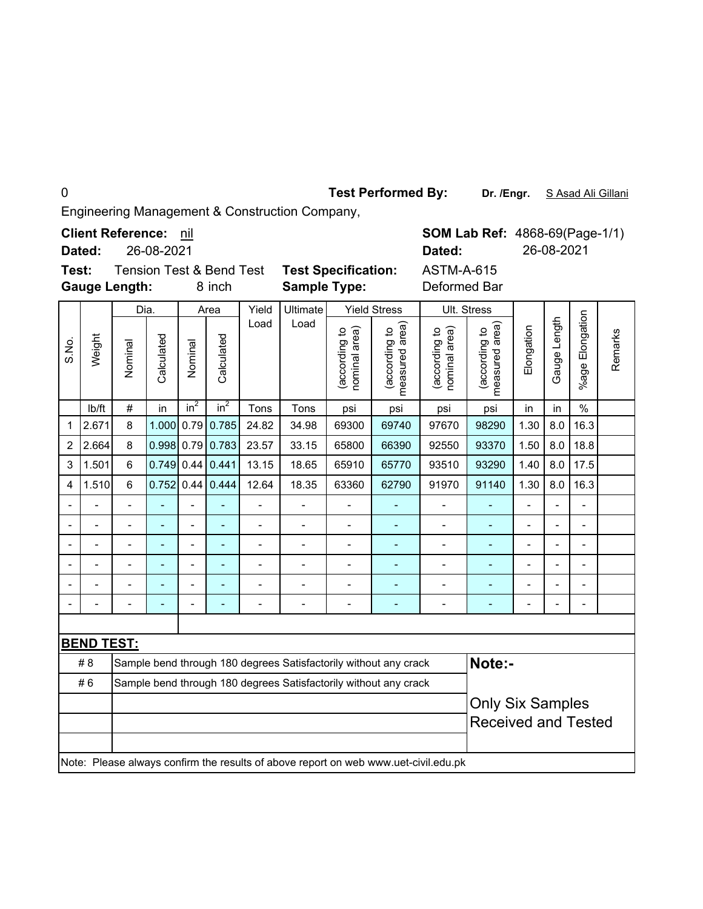0 **Test Performed By:** **Dr. /Engr.** S Asad Ali Gillani

Engineering Management & Construction Company,

**Client Reference:** nil **SOM Lab Ref:** 4868-69(Page-1/1)

**Dated:** 26-08-2021 **Dated:** 26-08-2021

**Test:** Tension Test & Bend Test **Test Specification:** ASTM-A-615

**Gauge Length:** 8 inch **Sample Type:** Deformed Bar

| S.No. | Weight | Dia. | | Area | | Yield Load | Ultimate Load | Yield Stress | | Ult. Stress | | Elongation | Gauge Length | %age Elongation | Remarks |
|---|---|---|---|---|---|---|---|---|---|---|---|---|---|---|---|
| | | Nominal | Calculated | Nominal | Calculated | | | (according to nominal area) | (according to measured area) | (according to nominal area) | (according to measured area) | | | | |
| | lb/ft | # | in | $in^2$ | $in^2$ | Tons | Tons | psi | psi | psi | psi | in | in | % | |
| 1 | 2.671 | 8 | 1.000 | 0.79 | 0.785 | 24.82 | 34.98 | 69300 | 69740 | 97670 | 98290 | 1.30 | 8.0 | 16.3 | |
| 2 | 2.664 | 8 | 0.998 | 0.79 | 0.783 | 23.57 | 33.15 | 65800 | 66390 | 92550 | 93370 | 1.50 | 8.0 | 18.8 | |
| 3 | 1.501 | 6 | 0.749 | 0.44 | 0.441 | 13.15 | 18.65 | 65910 | 65770 | 93510 | 93290 | 1.40 | 8.0 | 17.5 | |
| 4 | 1.510 | 6 | 0.752 | 0.44 | 0.444 | 12.64 | 18.35 | 63360 | 62790 | 91970 | 91140 | 1.30 | 8.0 | 16.3 | |
| - | - | - | - | - | - | - | - | - | - | - | - | - | - | - | |
| - | - | - | - | - | - | - | - | - | - | - | - | - | - | - | |
| - | - | - | - | - | - | - | - | - | - | - | - | - | - | - | |
| - | - | - | - | - | - | - | - | - | - | - | - | - | - | - | |
| - | - | - | - | - | - | - | - | - | - | - | - | - | - | - | |
| - | - | - | - | - | - | - | - | - | - | - | - | - | - | - | |

**BEND TEST:**

| | |
|---|---|
| # 8 | Sample bend through 180 degrees Satisfactorily without any crack |
| # 6 | Sample bend through 180 degrees Satisfactorily without any crack |

**Note:-**

Only Six Samples Received and Tested

Note: Please always confirm the results of above report on web www.uet-civil.edu.pk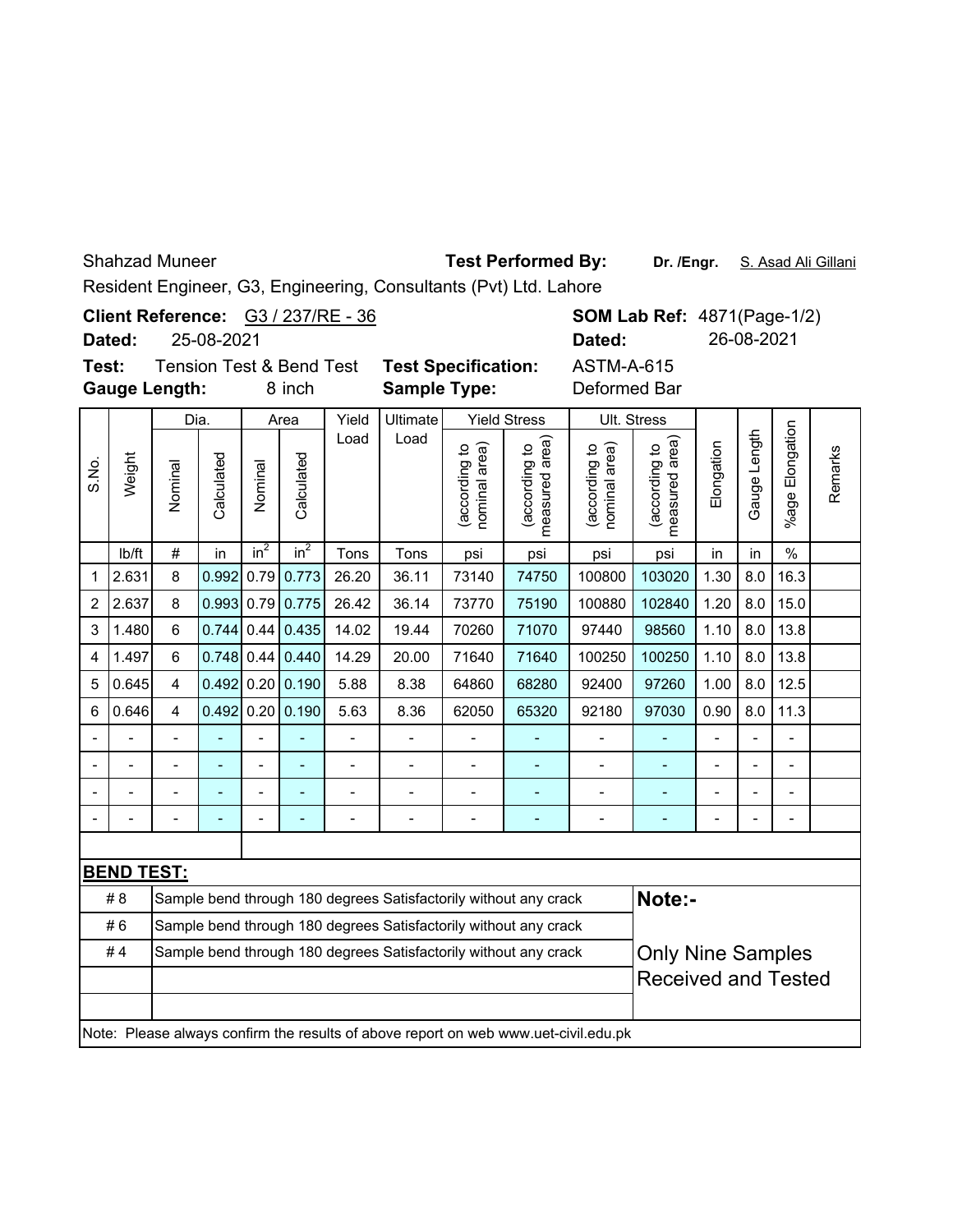Shahzad Muneer **Test Performed By:** **Dr. /Engr.** S. Asad Ali Gillani

Resident Engineer, G3, Engineering, Consultants (Pvt) Ltd. Lahore

**Client Reference:** G3 / 237/RE - 36 **SOM Lab Ref:** 4871(Page-1/2)

**Dated:** 25-08-2021 **Dated:** 26-08-2021

**Test:** Tension Test & Bend Test **Test Specification:** ASTM-A-615

**Gauge Length:** 8 inch **Sample Type:** Deformed Bar

| S.No. | Weight | Dia. | | Area | | Yield Load | Ultimate Load | Yield Stress | | Ult. Stress | | Elongation | Gauge Length | %age Elongation | Remarks |
|---|---|---|---|---|---|---|---|---|---|---|---|---|---|---|---|
| | | Nominal | Calculated | Nominal | Calculated | | | (according to nominal area) | (according to measured area) | (according to nominal area) | (according to measured area) | | | | |
| | lb/ft | # | in | $in^2$ | $in^2$ | Tons | Tons | psi | psi | psi | psi | in | in | % | |
| 1 | 2.631 | 8 | 0.992 | 0.79 | 0.773 | 26.20 | 36.11 | 73140 | 74750 | 100800 | 103020 | 1.30 | 8.0 | 16.3 | |
| 2 | 2.637 | 8 | 0.993 | 0.79 | 0.775 | 26.42 | 36.14 | 73770 | 75190 | 100880 | 102840 | 1.20 | 8.0 | 15.0 | |
| 3 | 1.480 | 6 | 0.744 | 0.44 | 0.435 | 14.02 | 19.44 | 70260 | 71070 | 97440 | 98560 | 1.10 | 8.0 | 13.8 | |
| 4 | 1.497 | 6 | 0.748 | 0.44 | 0.440 | 14.29 | 20.00 | 71640 | 71640 | 100250 | 100250 | 1.10 | 8.0 | 13.8 | |
| 5 | 0.645 | 4 | 0.492 | 0.20 | 0.190 | 5.88 | 8.38 | 64860 | 68280 | 92400 | 97260 | 1.00 | 8.0 | 12.5 | |
| 6 | 0.646 | 4 | 0.492 | 0.20 | 0.190 | 5.63 | 8.36 | 62050 | 65320 | 92180 | 97030 | 0.90 | 8.0 | 11.3 | |
| - | - | - | - | - | - | - | - | - | - | - | - | - | - | - | |
| - | - | - | - | - | - | - | - | - | - | - | - | - | - | - | |
| - | - | - | - | - | - | - | - | - | - | - | - | - | - | - | |
| - | - | - | - | - | - | - | - | - | - | - | - | - | - | - | |

**BEND TEST:**

| | | |
|---|---|---|
| # 8 | Sample bend through 180 degrees Satisfactorily without any crack | **Note:-** |
| # 6 | Sample bend through 180 degrees Satisfactorily without any crack | |
| # 4 | Sample bend through 180 degrees Satisfactorily without any crack | Only Nine Samples Received and Tested |

Note: Please always confirm the results of above report on web www.uet-civil.edu.pk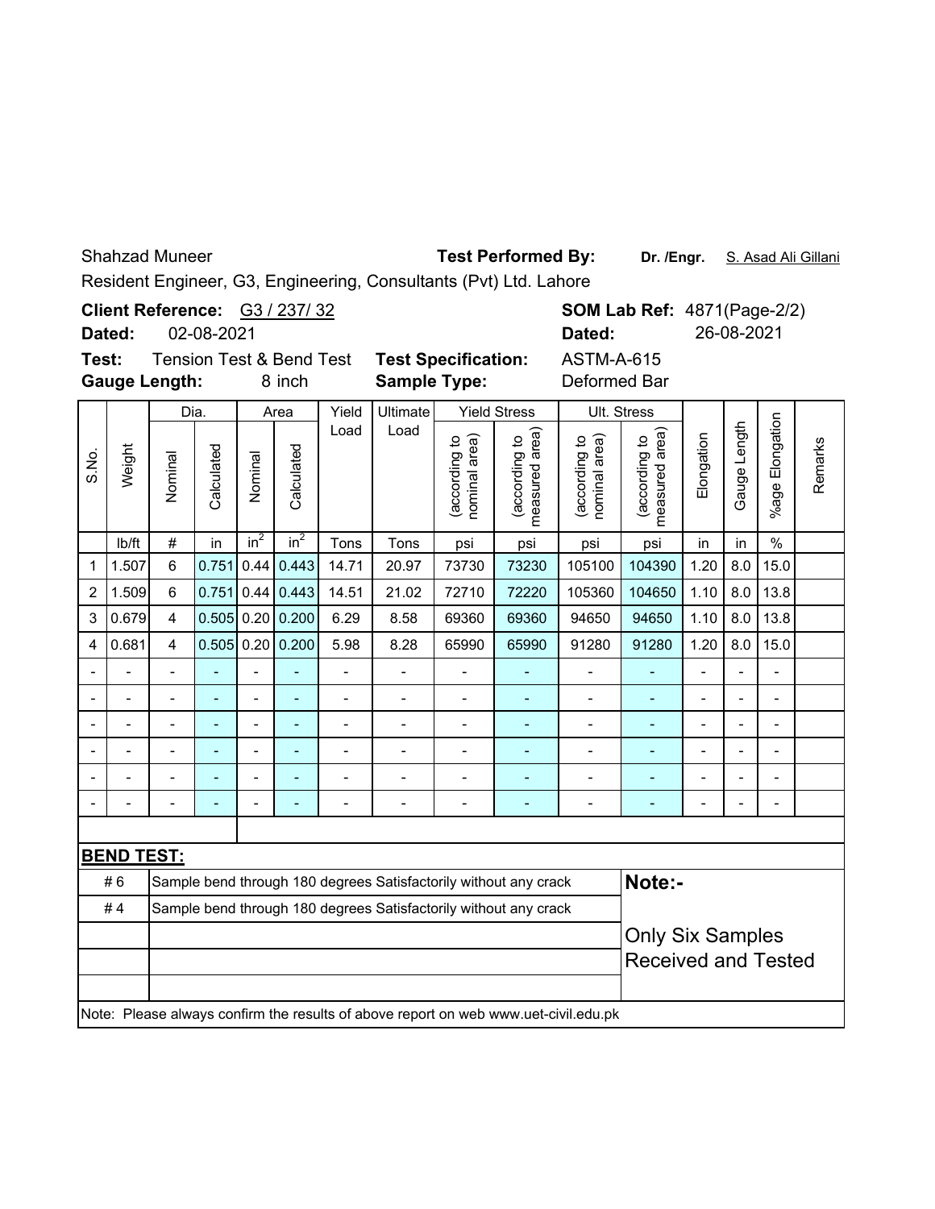Shahzad Muneer **Test Performed By:** **Dr. /Engr.** S. Asad Ali Gillani

Resident Engineer, G3, Engineering, Consultants (Pvt) Ltd. Lahore

**Client Reference:** G3 / 237/ 32 **SOM Lab Ref:** 4871(Page-2/2)

**Dated:** 02-08-2021 **Dated:** 26-08-2021

**Test:** Tension Test & Bend Test **Test Specification:** ASTM-A-615

**Gauge Length:** 8 inch **Sample Type:** Deformed Bar

| S.No. | Weight | Dia. | | Area | | Yield Load | Ultimate Load | Yield Stress | | Ult. Stress | | Elongation | Gauge Length | %age Elongation | Remarks |
|---|---|---|---|---|---|---|---|---|---|---|---|---|---|---|---|
| | | Nominal | Calculated | Nominal | Calculated | | | (according to nominal area) | (according to measured area) | (according to nominal area) | (according to measured area) | | | | |
| | lb/ft | # | in | $in^2$ | $in^2$ | Tons | Tons | psi | psi | psi | psi | in | in | % | |
| 1 | 1.507 | 6 | 0.751 | 0.44 | 0.443 | 14.71 | 20.97 | 73730 | 73230 | 105100 | 104390 | 1.20 | 8.0 | 15.0 | |
| 2 | 1.509 | 6 | 0.751 | 0.44 | 0.443 | 14.51 | 21.02 | 72710 | 72220 | 105360 | 104650 | 1.10 | 8.0 | 13.8 | |
| 3 | 0.679 | 4 | 0.505 | 0.20 | 0.200 | 6.29 | 8.58 | 69360 | 69360 | 94650 | 94650 | 1.10 | 8.0 | 13.8 | |
| 4 | 0.681 | 4 | 0.505 | 0.20 | 0.200 | 5.98 | 8.28 | 65990 | 65990 | 91280 | 91280 | 1.20 | 8.0 | 15.0 | |
| - | - | - | - | - | - | - | - | - | - | - | - | - | - | - | |
| - | - | - | - | - | - | - | - | - | - | - | - | - | - | - | |
| - | - | - | - | - | - | - | - | - | - | - | - | - | - | - | |
| - | - | - | - | - | - | - | - | - | - | - | - | - | - | - | |
| - | - | - | - | - | - | - | - | - | - | - | - | - | - | - | |
| - | - | - | - | - | - | - | - | - | - | - | - | - | - | - | |

**BEND TEST:**

| | |
|---|---|
| # 6 | Sample bend through 180 degrees Satisfactorily without any crack |
| # 4 | Sample bend through 180 degrees Satisfactorily without any crack |

**Note:-**

Only Six Samples Received and Tested

Note: Please always confirm the results of above report on web www.uet-civil.edu.pk